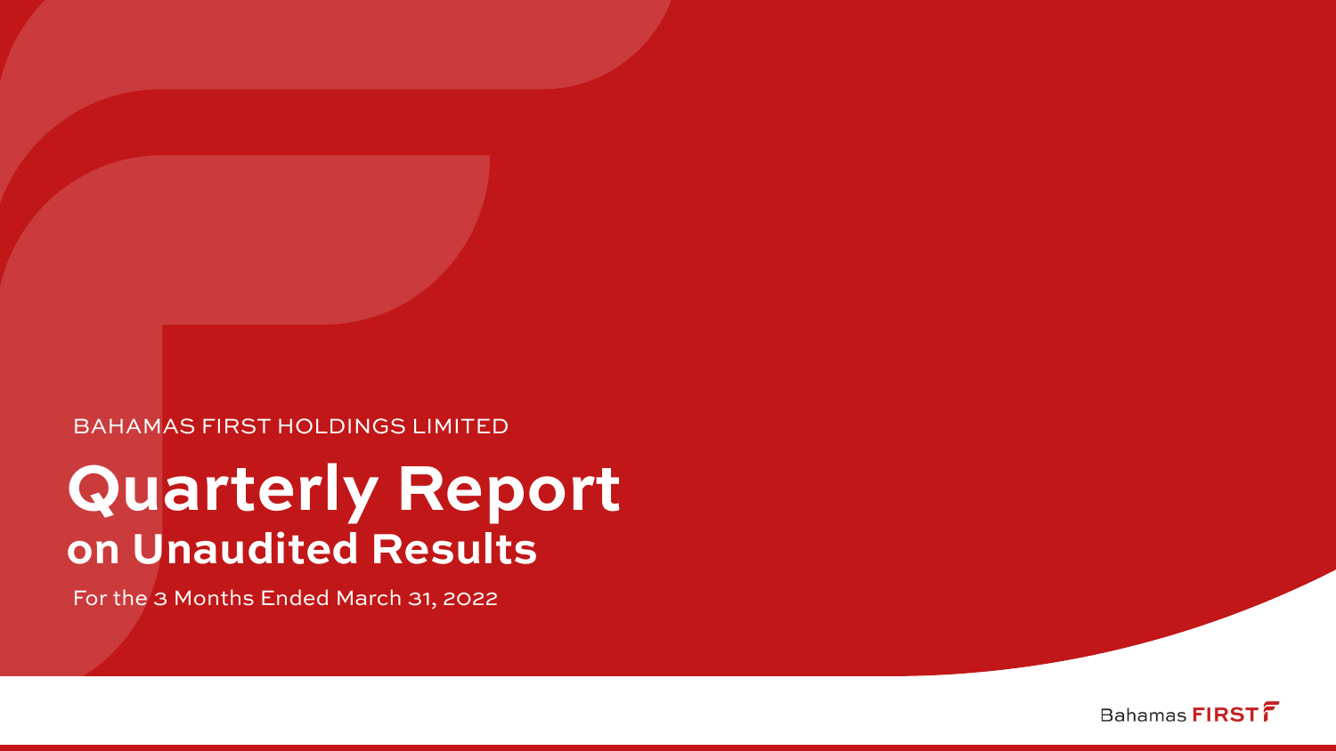BAHAMAS FIRST HOLDINGS LIMITED

# Quarterly Report
## on Unaudited Results

For the 3 Months Ended March 31, 2022

Bahamas FIRST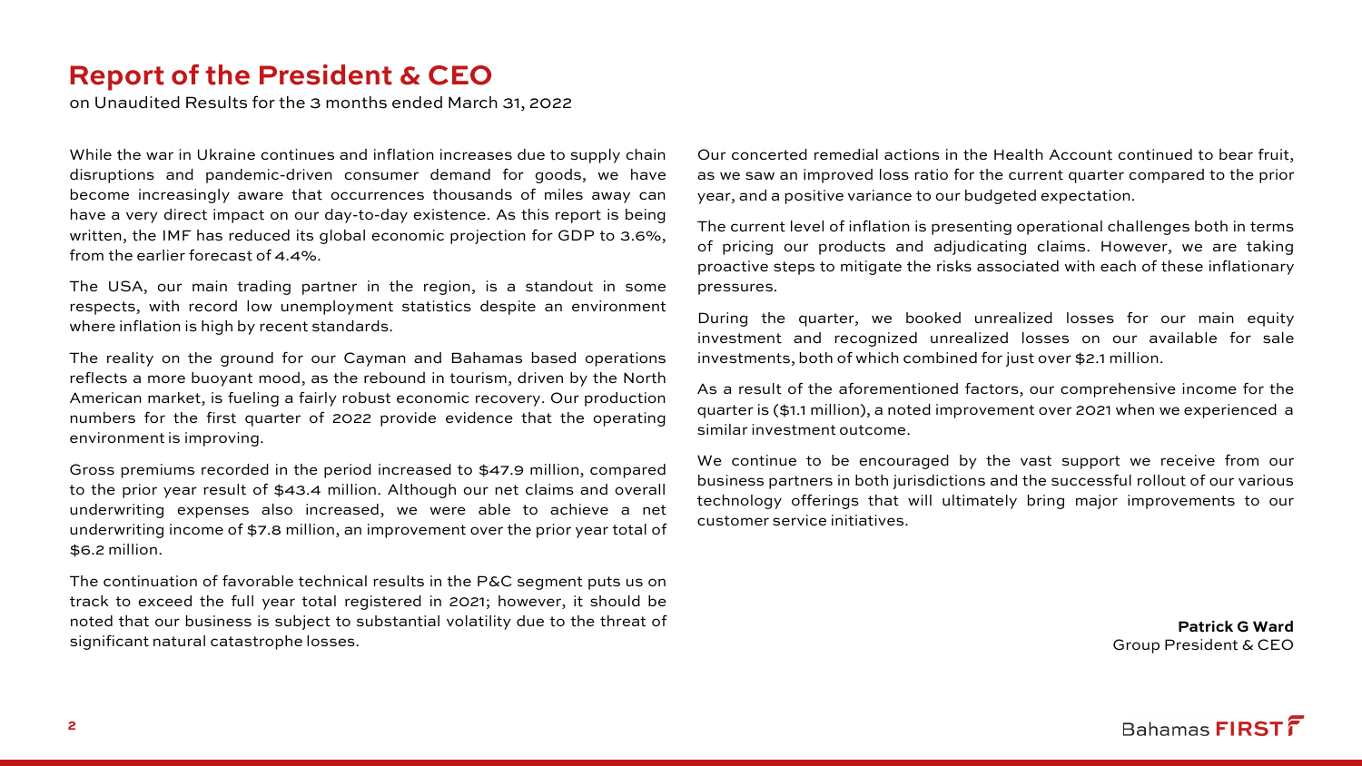# Report of the President & CEO

on Unaudited Results for the 3 months ended March 31, 2022

While the war in Ukraine continues and inflation increases due to supply chain disruptions and pandemic-driven consumer demand for goods, we have become increasingly aware that occurrences thousands of miles away can have a very direct impact on our day-to-day existence. As this report is being written, the IMF has reduced its global economic projection for GDP to 3.6%, from the earlier forecast of 4.4%.

The USA, our main trading partner in the region, is a standout in some respects, with record low unemployment statistics despite an environment where inflation is high by recent standards.

The reality on the ground for our Cayman and Bahamas based operations reflects a more buoyant mood, as the rebound in tourism, driven by the North American market, is fueling a fairly robust economic recovery. Our production numbers for the first quarter of 2022 provide evidence that the operating environment is improving.

Gross premiums recorded in the period increased to $47.9 million, compared to the prior year result of $43.4 million. Although our net claims and overall underwriting expenses also increased, we were able to achieve a net underwriting income of $7.8 million, an improvement over the prior year total of $6.2 million.

The continuation of favorable technical results in the P&C segment puts us on track to exceed the full year total registered in 2021; however, it should be noted that our business is subject to substantial volatility due to the threat of significant natural catastrophe losses.

Our concerted remedial actions in the Health Account continued to bear fruit, as we saw an improved loss ratio for the current quarter compared to the prior year, and a positive variance to our budgeted expectation.

The current level of inflation is presenting operational challenges both in terms of pricing our products and adjudicating claims. However, we are taking proactive steps to mitigate the risks associated with each of these inflationary pressures.

During the quarter, we booked unrealized losses for our main equity investment and recognized unrealized losses on our available for sale investments, both of which combined for just over $2.1 million.

As a result of the aforementioned factors, our comprehensive income for the quarter is ($1.1 million), a noted improvement over 2021 when we experienced a similar investment outcome.

We continue to be encouraged by the vast support we receive from our business partners in both jurisdictions and the successful rollout of our various technology offerings that will ultimately bring major improvements to our customer service initiatives.

**Patrick G Ward**
Group President & CEO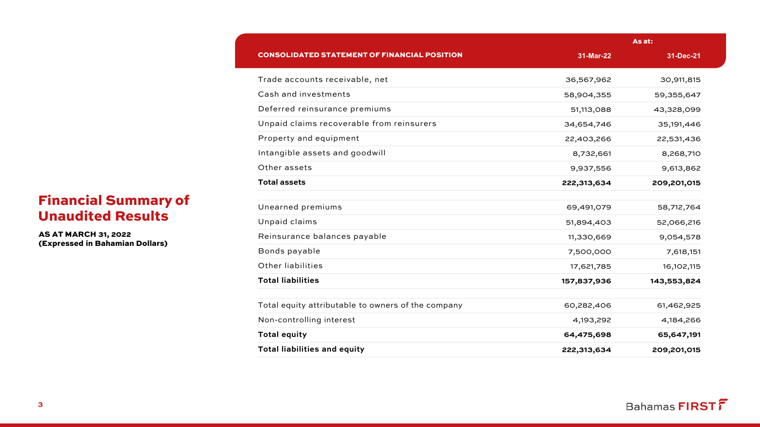# Financial Summary of Unaudited Results

**AS AT MARCH 31, 2022**
**(Expressed in Bahamian Dollars)**

| CONSOLIDATED STATEMENT OF FINANCIAL POSITION | As at: 31-Mar-22 | 31-Dec-21 |
|---|---|---|
| Trade accounts receivable, net | 36,567,962 | 30,911,815 |
| Cash and investments | 58,904,355 | 59,355,647 |
| Deferred reinsurance premiums | 51,113,088 | 43,328,099 |
| Unpaid claims recoverable from reinsurers | 34,654,746 | 35,191,446 |
| Property and equipment | 22,403,266 | 22,531,436 |
| Intangible assets and goodwill | 8,732,661 | 8,268,710 |
| Other assets | 9,937,556 | 9,613,862 |
| **Total assets** | **222,313,634** | **209,201,015** |
| | | |
| Unearned premiums | 69,491,079 | 58,712,764 |
| Unpaid claims | 51,894,403 | 52,066,216 |
| Reinsurance balances payable | 11,330,669 | 9,054,578 |
| Bonds payable | 7,500,000 | 7,618,151 |
| Other liabilities | 17,621,785 | 16,102,115 |
| **Total liabilities** | **157,837,936** | **143,553,824** |
| | | |
| Total equity attributable to owners of the company | 60,282,406 | 61,462,925 |
| Non-controlling interest | 4,193,292 | 4,184,266 |
| **Total equity** | **64,475,698** | **65,647,191** |
| **Total liabilities and equity** | **222,313,634** | **209,201,015** |

Bahamas FIRST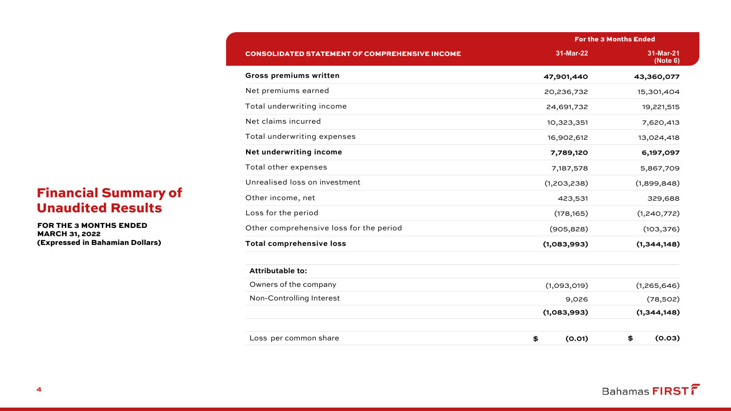# Financial Summary of Unaudited Results

**FOR THE 3 MONTHS ENDED MARCH 31, 2022**
**(Expressed in Bahamian Dollars)**

| | For the 3 Months Ended | |
|---|---|---|
| **CONSOLIDATED STATEMENT OF COMPREHENSIVE INCOME** | **31-Mar-22** | **31-Mar-21 (Note 6)** |
| **Gross premiums written** | **47,901,440** | **43,360,077** |
| Net premiums earned | 20,236,732 | 15,301,404 |
| Total underwriting income | 24,691,732 | 19,221,515 |
| Net claims incurred | 10,323,351 | 7,620,413 |
| Total underwriting expenses | 16,902,612 | 13,024,418 |
| **Net underwriting income** | **7,789,120** | **6,197,097** |
| Total other expenses | 7,187,578 | 5,867,709 |
| Unrealised loss on investment | (1,203,238) | (1,899,848) |
| Other income, net | 423,531 | 329,688 |
| Loss for the period | (178,165) | (1,240,772) |
| Other comprehensive loss for the period | (905,828) | (103,376) |
| **Total comprehensive loss** | **(1,083,993)** | **(1,344,148)** |
| | | |
| **Attributable to:** | | |
| Owners of the company | (1,093,019) | (1,265,646) |
| Non-Controlling Interest | 9,026 | (78,502) |
| | **(1,083,993)** | **(1,344,148)** |
| | | |
| Loss per common share | **$ (0.01)** | **$ (0.03)** |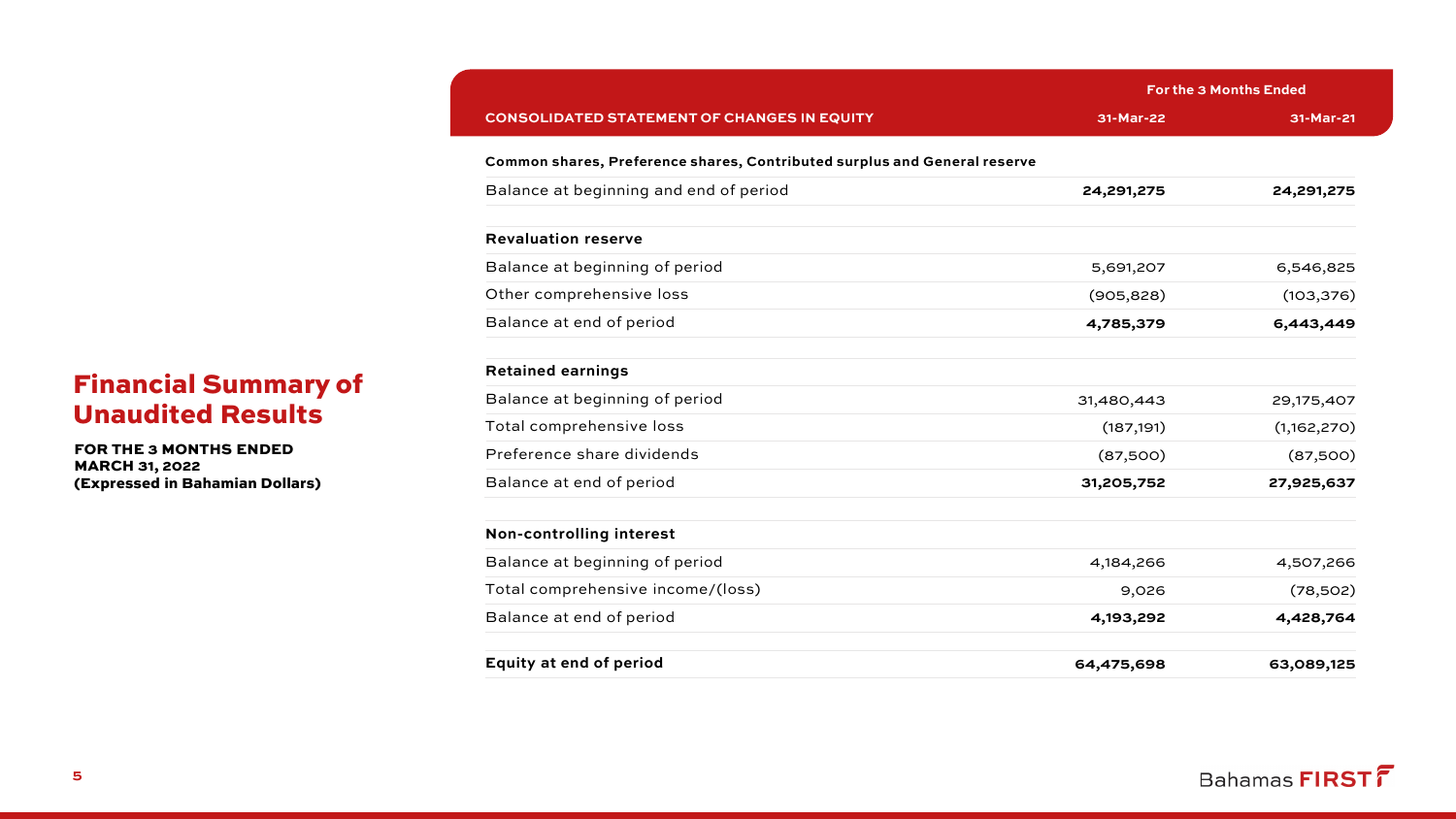## Financial Summary of Unaudited Results

**FOR THE 3 MONTHS ENDED MARCH 31, 2022**
**(Expressed in Bahamian Dollars)**

| CONSOLIDATED STATEMENT OF CHANGES IN EQUITY | For the 3 Months Ended 31-Mar-22 | 31-Mar-21 |
|---|---|---|
| **Common shares, Preference shares, Contributed surplus and General reserve** | | |
| Balance at beginning and end of period | **24,291,275** | **24,291,275** |
| **Revaluation reserve** | | |
| Balance at beginning of period | 5,691,207 | 6,546,825 |
| Other comprehensive loss | (905,828) | (103,376) |
| Balance at end of period | **4,785,379** | **6,443,449** |
| **Retained earnings** | | |
| Balance at beginning of period | 31,480,443 | 29,175,407 |
| Total comprehensive loss | (187,191) | (1,162,270) |
| Preference share dividends | (87,500) | (87,500) |
| Balance at end of period | **31,205,752** | **27,925,637** |
| **Non-controlling interest** | | |
| Balance at beginning of period | 4,184,266 | 4,507,266 |
| Total comprehensive income/(loss) | 9,026 | (78,502) |
| Balance at end of period | **4,193,292** | **4,428,764** |
| **Equity at end of period** | **64,475,698** | **63,089,125** |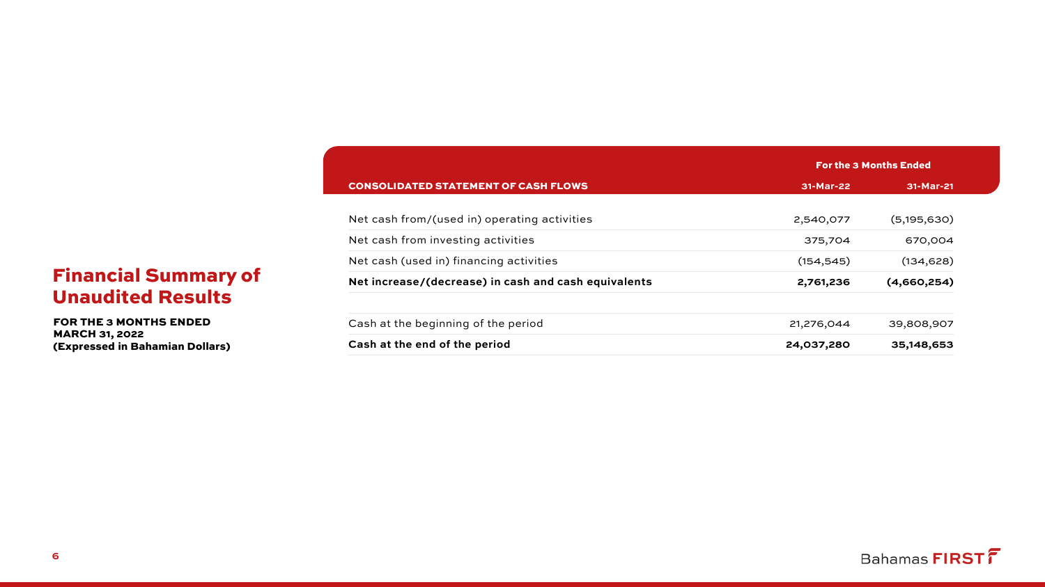## Financial Summary of Unaudited Results

**FOR THE 3 MONTHS ENDED MARCH 31, 2022**
**(Expressed in Bahamian Dollars)**

| | For the 3 Months Ended | |
|---|---|---|
| **CONSOLIDATED STATEMENT OF CASH FLOWS** | **31-Mar-22** | **31-Mar-21** |
| Net cash from/(used in) operating activities | 2,540,077 | (5,195,630) |
| Net cash from investing activities | 375,704 | 670,004 |
| Net cash (used in) financing activities | (154,545) | (134,628) |
| **Net increase/(decrease) in cash and cash equivalents** | **2,761,236** | **(4,660,254)** |
| | | |
| Cash at the beginning of the period | 21,276,044 | 39,808,907 |
| **Cash at the end of the period** | **24,037,280** | **35,148,653** |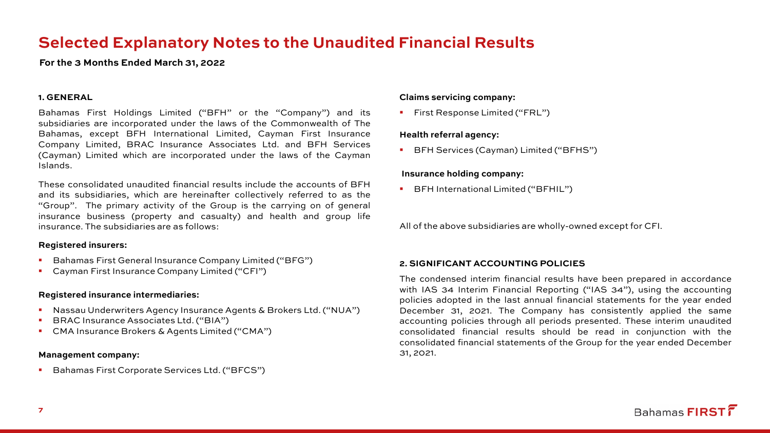# Selected Explanatory Notes to the Unaudited Financial Results

**For the 3 Months Ended March 31, 2022**

## 1. GENERAL

Bahamas First Holdings Limited ("BFH" or the "Company") and its subsidiaries are incorporated under the laws of the Commonwealth of The Bahamas, except BFH International Limited, Cayman First Insurance Company Limited, BRAC Insurance Associates Ltd. and BFH Services (Cayman) Limited which are incorporated under the laws of the Cayman Islands.

These consolidated unaudited financial results include the accounts of BFH and its subsidiaries, which are hereinafter collectively referred to as the "Group". The primary activity of the Group is the carrying on of general insurance business (property and casualty) and health and group life insurance. The subsidiaries are as follows:

**Registered insurers:**

- Bahamas First General Insurance Company Limited ("BFG")
- Cayman First Insurance Company Limited ("CFI")

**Registered insurance intermediaries:**

- Nassau Underwriters Agency Insurance Agents & Brokers Ltd. ("NUA")
- BRAC Insurance Associates Ltd. ("BIA")
- CMA Insurance Brokers & Agents Limited ("CMA")

**Management company:**

- Bahamas First Corporate Services Ltd. ("BFCS")

**Claims servicing company:**

- First Response Limited ("FRL")

**Health referral agency:**

- BFH Services (Cayman) Limited ("BFHS")

**Insurance holding company:**

- BFH International Limited ("BFHIL")

All of the above subsidiaries are wholly-owned except for CFI.

## 2. SIGNIFICANT ACCOUNTING POLICIES

The condensed interim financial results have been prepared in accordance with IAS 34 Interim Financial Reporting ("IAS 34"), using the accounting policies adopted in the last annual financial statements for the year ended December 31, 2021. The Company has consistently applied the same accounting policies through all periods presented. These interim unaudited consolidated financial results should be read in conjunction with the consolidated financial statements of the Group for the year ended December 31, 2021.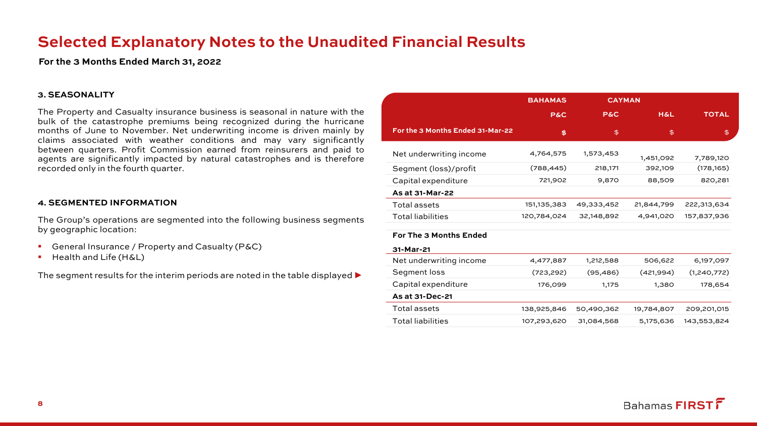# Selected Explanatory Notes to the Unaudited Financial Results

**For the 3 Months Ended March 31, 2022**

### 3. SEASONALITY

The Property and Casualty insurance business is seasonal in nature with the bulk of the catastrophe premiums being recognized during the hurricane months of June to November. Net underwriting income is driven mainly by claims associated with weather conditions and may vary significantly between quarters. Profit Commission earned from reinsurers and paid to agents are significantly impacted by natural catastrophes and is therefore recorded only in the fourth quarter.

### 4. SEGMENTED INFORMATION

The Group's operations are segmented into the following business segments by geographic location:

- General Insurance / Property and Casualty (P&C)
- Health and Life (H&L)

The segment results for the interim periods are noted in the table displayed ▶

| | BAHAMAS | CAYMAN | | |
|---|---|---|---|---|
| | P&C | P&C | H&L | TOTAL |
| **For the 3 Months Ended 31-Mar-22** | $ | $ | $ | $ |
| Net underwriting income | 4,764,575 | 1,573,453 | 1,451,092 | 7,789,120 |
| Segment (loss)/profit | (788,445) | 218,171 | 392,109 | (178,165) |
| Capital expenditure | 721,902 | 9,870 | 88,509 | 820,281 |
| **As at 31-Mar-22** | | | | |
| Total assets | 151,135,383 | 49,333,452 | 21,844,799 | 222,313,634 |
| Total liabilities | 120,784,024 | 32,148,892 | 4,941,020 | 157,837,936 |
| **For The 3 Months Ended 31-Mar-21** | | | | |
| Net underwriting income | 4,477,887 | 1,212,588 | 506,622 | 6,197,097 |
| Segment loss | (723,292) | (95,486) | (421,994) | (1,240,772) |
| Capital expenditure | 176,099 | 1,175 | 1,380 | 178,654 |
| **As at 31-Dec-21** | | | | |
| Total assets | 138,925,846 | 50,490,362 | 19,784,807 | 209,201,015 |
| Total liabilities | 107,293,620 | 31,084,568 | 5,175,636 | 143,553,824 |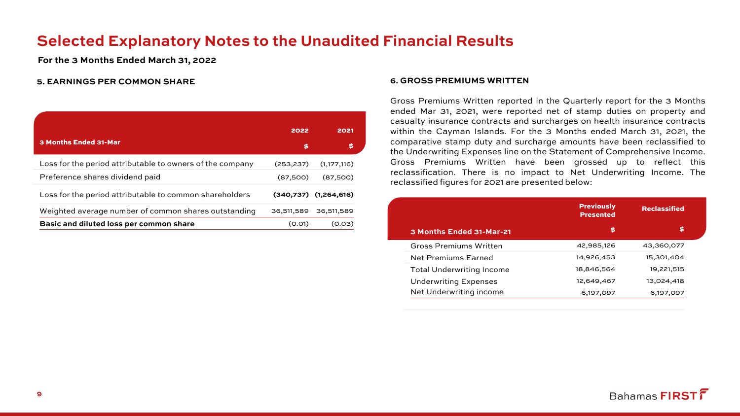# Selected Explanatory Notes to the Unaudited Financial Results

**For the 3 Months Ended March 31, 2022**

### 5. EARNINGS PER COMMON SHARE

| 3 Months Ended 31-Mar | 2022<br>$ | 2021<br>$ |
|---|---|---|
| Loss for the period attributable to owners of the company | (253,237) | (1,177,116) |
| Preference shares dividend paid | (87,500) | (87,500) |
| Loss for the period attributable to common shareholders | **(340,737)** | **(1,264,616)** |
| Weighted average number of common shares outstanding | 36,511,589 | 36,511,589 |
| **Basic and diluted loss per common share** | (0.01) | (0.03) |

### 6. GROSS PREMIUMS WRITTEN

Gross Premiums Written reported in the Quarterly report for the 3 Months ended Mar 31, 2021, were reported net of stamp duties on property and casualty insurance contracts and surcharges on health insurance contracts within the Cayman Islands. For the 3 Months ended March 31, 2021, the comparative stamp duty and surcharge amounts have been reclassified to the Underwriting Expenses line on the Statement of Comprehensive Income. Gross Premiums Written have been grossed up to reflect this reclassification. There is no impact to Net Underwriting Income. The reclassified figures for 2021 are presented below:

| 3 Months Ended 31-Mar-21 | Previously Presented<br>$ | Reclassified<br>$ |
|---|---|---|
| Gross Premiums Written | 42,985,126 | 43,360,077 |
| Net Premiums Earned | 14,926,453 | 15,301,404 |
| Total Underwriting Income | 18,846,564 | 19,221,515 |
| Underwriting Expenses | 12,649,467 | 13,024,418 |
| Net Underwriting income | 6,197,097 | 6,197,097 |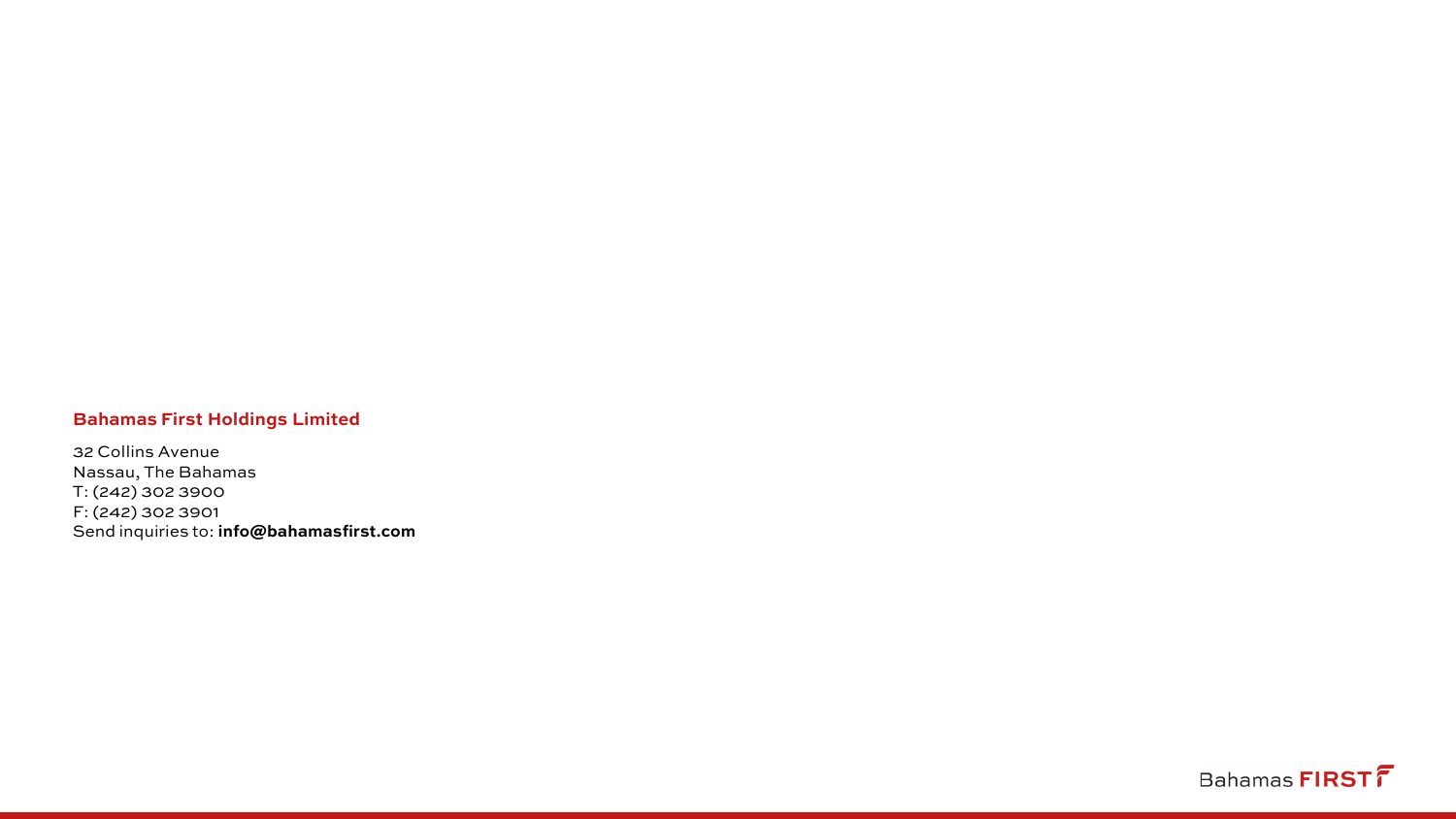**Bahamas First Holdings Limited**

32 Collins Avenue
Nassau, The Bahamas
T: (242) 302 3900
F: (242) 302 3901
Send inquiries to: **info@bahamasfirst.com**

Bahamas **FIRST**